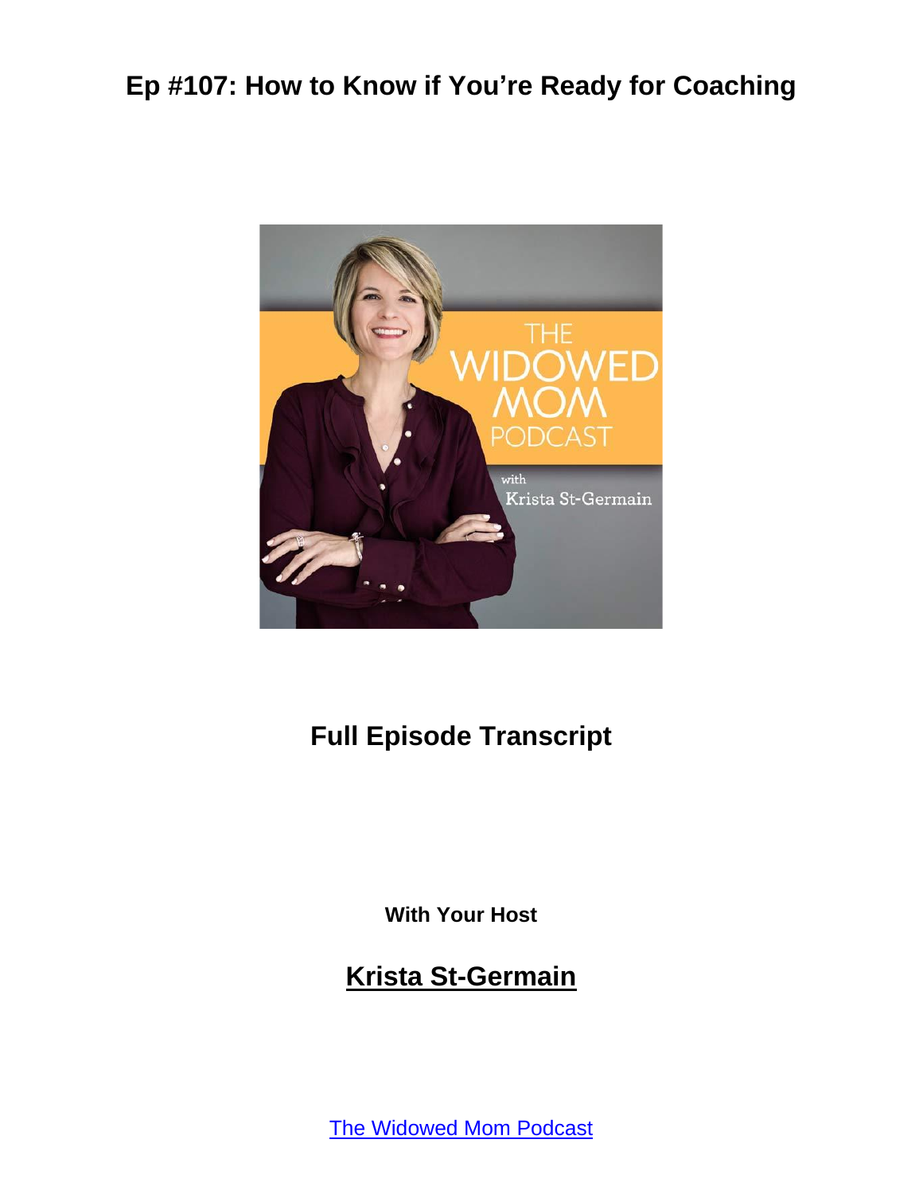# Ep #107: How to Know if You're Ready for Coaching

## Full Episode Transcript

**With Your Host**

## Krista St-Germain

The Widowed Mom Podcast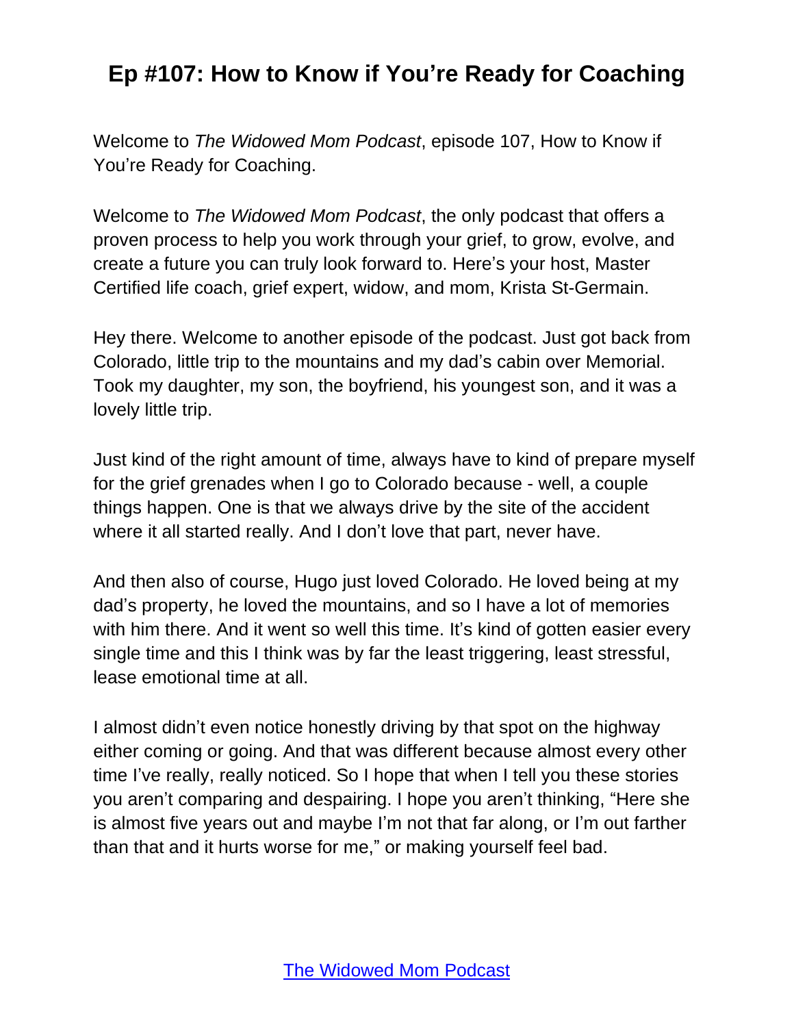# Ep #107: How to Know if You're Ready for Coaching

Welcome to *The Widowed Mom Podcast*, episode 107, How to Know if You're Ready for Coaching.

Welcome to *The Widowed Mom Podcast*, the only podcast that offers a proven process to help you work through your grief, to grow, evolve, and create a future you can truly look forward to. Here's your host, Master Certified life coach, grief expert, widow, and mom, Krista St-Germain.

Hey there. Welcome to another episode of the podcast. Just got back from Colorado, little trip to the mountains and my dad's cabin over Memorial. Took my daughter, my son, the boyfriend, his youngest son, and it was a lovely little trip.

Just kind of the right amount of time, always have to kind of prepare myself for the grief grenades when I go to Colorado because - well, a couple things happen. One is that we always drive by the site of the accident where it all started really. And I don't love that part, never have.

And then also of course, Hugo just loved Colorado. He loved being at my dad's property, he loved the mountains, and so I have a lot of memories with him there. And it went so well this time. It's kind of gotten easier every single time and this I think was by far the least triggering, least stressful, lease emotional time at all.

I almost didn't even notice honestly driving by that spot on the highway either coming or going. And that was different because almost every other time I've really, really noticed. So I hope that when I tell you these stories you aren't comparing and despairing. I hope you aren't thinking, "Here she is almost five years out and maybe I'm not that far along, or I'm out farther than that and it hurts worse for me," or making yourself feel bad.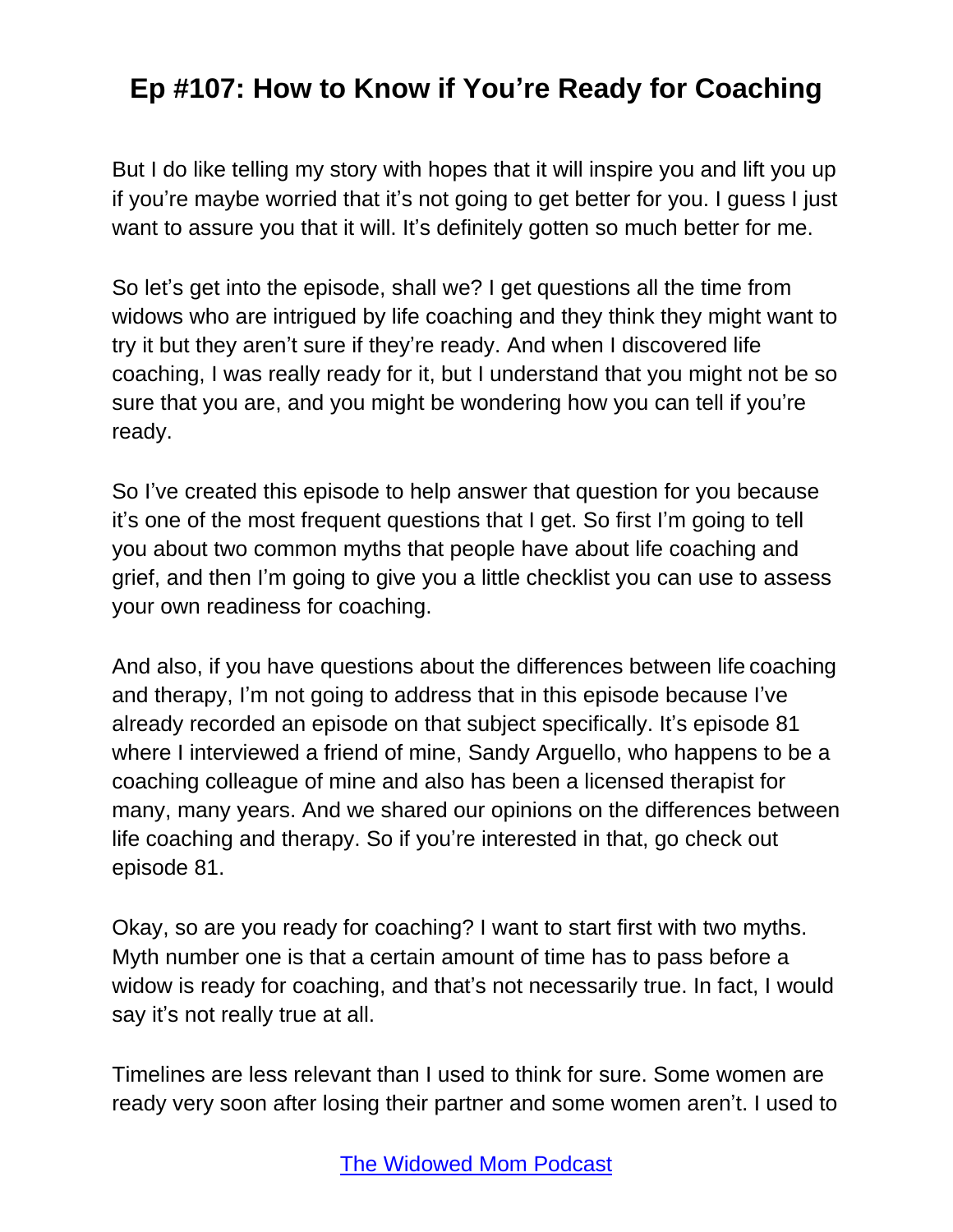But I do like telling my story with hopes that it will inspire you and lift you up if you're maybe worried that it's not going to get better for you. I guess I just want to assure you that it will. It's definitely gotten so much better for me.

So let's get into the episode, shall we? I get questions all the time from widows who are intrigued by life coaching and they think they might want to try it but they aren't sure if they're ready. And when I discovered life coaching, I was really ready for it, but I understand that you might not be so sure that you are, and you might be wondering how you can tell if you're ready.

So I've created this episode to help answer that question for you because it's one of the most frequent questions that I get. So first I'm going to tell you about two common myths that people have about life coaching and grief, and then I'm going to give you a little checklist you can use to assess your own readiness for coaching.

And also, if you have questions about the differences between life coaching and therapy, I'm not going to address that in this episode because I've already recorded an episode on that subject specifically. It's episode 81 where I interviewed a friend of mine, Sandy Arguello, who happens to be a coaching colleague of mine and also has been a licensed therapist for many, many years. And we shared our opinions on the differences between life coaching and therapy. So if you're interested in that, go check out episode 81.

Okay, so are you ready for coaching? I want to start first with two myths. Myth number one is that a certain amount of time has to pass before a widow is ready for coaching, and that's not necessarily true. In fact, I would say it's not really true at all.

Timelines are less relevant than I used to think for sure. Some women are ready very soon after losing their partner and some women aren't. I used to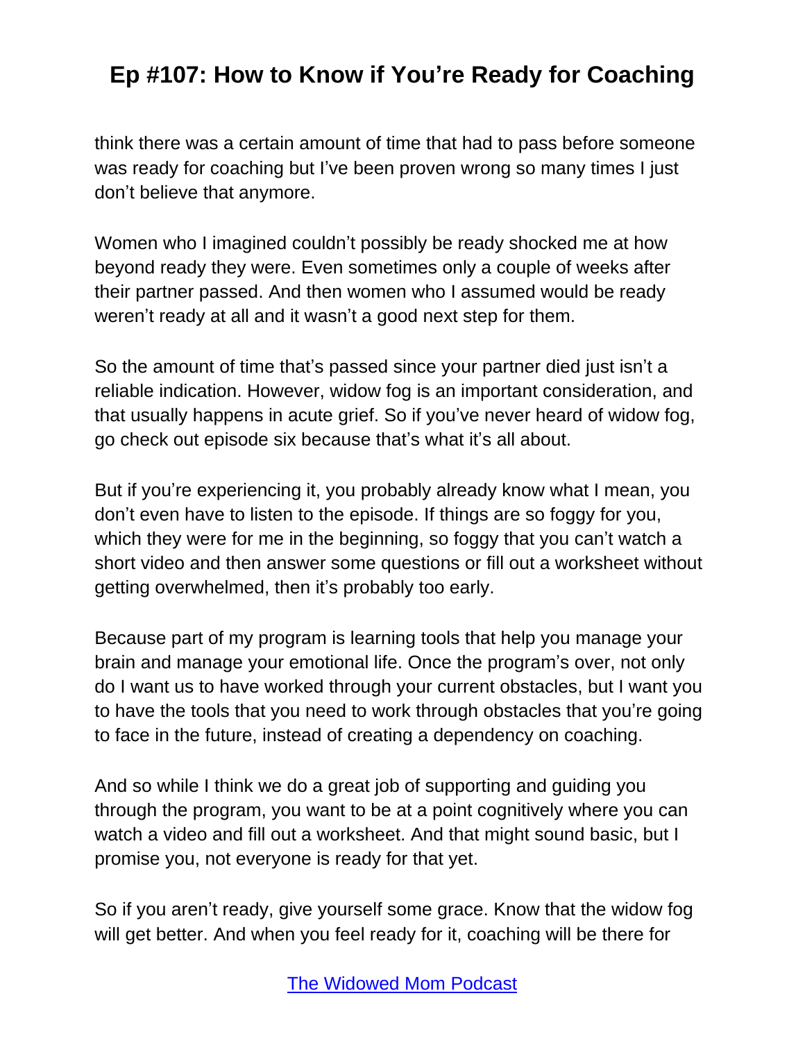think there was a certain amount of time that had to pass before someone was ready for coaching but I've been proven wrong so many times I just don't believe that anymore.

Women who I imagined couldn't possibly be ready shocked me at how beyond ready they were. Even sometimes only a couple of weeks after their partner passed. And then women who I assumed would be ready weren't ready at all and it wasn't a good next step for them.

So the amount of time that's passed since your partner died just isn't a reliable indication. However, widow fog is an important consideration, and that usually happens in acute grief. So if you've never heard of widow fog, go check out episode six because that's what it's all about.

But if you're experiencing it, you probably already know what I mean, you don't even have to listen to the episode. If things are so foggy for you, which they were for me in the beginning, so foggy that you can't watch a short video and then answer some questions or fill out a worksheet without getting overwhelmed, then it's probably too early.

Because part of my program is learning tools that help you manage your brain and manage your emotional life. Once the program's over, not only do I want us to have worked through your current obstacles, but I want you to have the tools that you need to work through obstacles that you're going to face in the future, instead of creating a dependency on coaching.

And so while I think we do a great job of supporting and guiding you through the program, you want to be at a point cognitively where you can watch a video and fill out a worksheet. And that might sound basic, but I promise you, not everyone is ready for that yet.

So if you aren't ready, give yourself some grace. Know that the widow fog will get better. And when you feel ready for it, coaching will be there for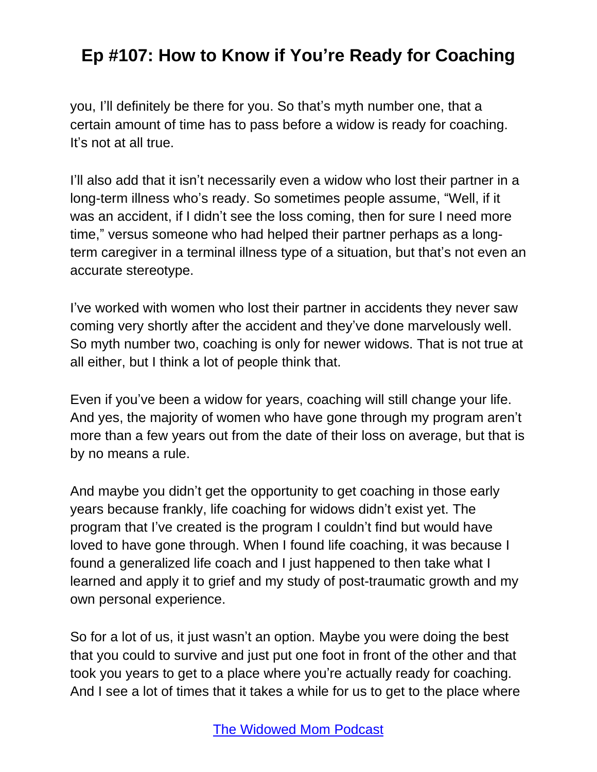you, I'll definitely be there for you. So that's myth number one, that a certain amount of time has to pass before a widow is ready for coaching. It's not at all true.

I'll also add that it isn't necessarily even a widow who lost their partner in a long-term illness who's ready. So sometimes people assume, "Well, if it was an accident, if I didn't see the loss coming, then for sure I need more time," versus someone who had helped their partner perhaps as a long-term caregiver in a terminal illness type of a situation, but that's not even an accurate stereotype.

I've worked with women who lost their partner in accidents they never saw coming very shortly after the accident and they've done marvelously well. So myth number two, coaching is only for newer widows. That is not true at all either, but I think a lot of people think that.

Even if you've been a widow for years, coaching will still change your life. And yes, the majority of women who have gone through my program aren't more than a few years out from the date of their loss on average, but that is by no means a rule.

And maybe you didn't get the opportunity to get coaching in those early years because frankly, life coaching for widows didn't exist yet. The program that I've created is the program I couldn't find but would have loved to have gone through. When I found life coaching, it was because I found a generalized life coach and I just happened to then take what I learned and apply it to grief and my study of post-traumatic growth and my own personal experience.

So for a lot of us, it just wasn't an option. Maybe you were doing the best that you could to survive and just put one foot in front of the other and that took you years to get to a place where you're actually ready for coaching. And I see a lot of times that it takes a while for us to get to the place where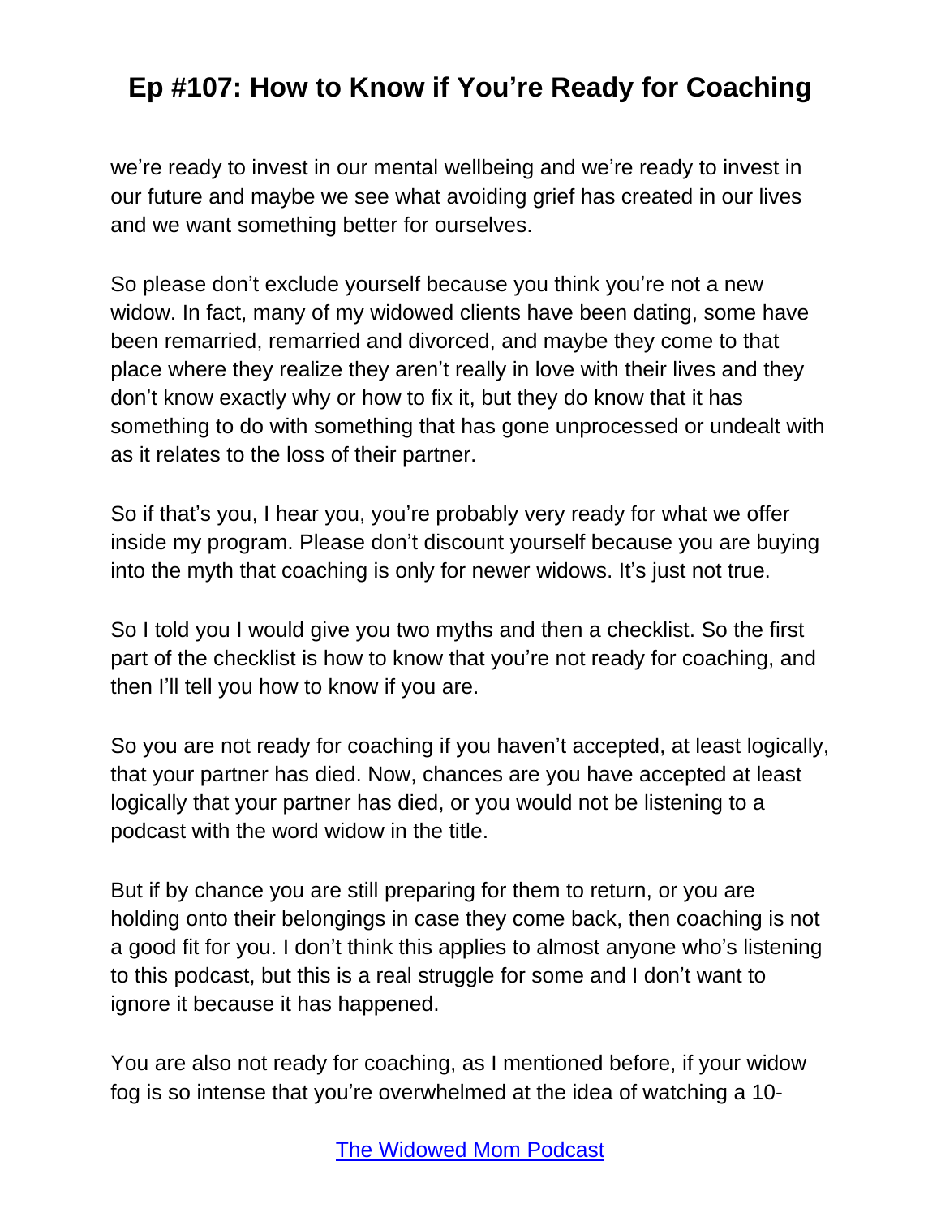we're ready to invest in our mental wellbeing and we're ready to invest in our future and maybe we see what avoiding grief has created in our lives and we want something better for ourselves.

So please don't exclude yourself because you think you're not a new widow. In fact, many of my widowed clients have been dating, some have been remarried, remarried and divorced, and maybe they come to that place where they realize they aren't really in love with their lives and they don't know exactly why or how to fix it, but they do know that it has something to do with something that has gone unprocessed or undealt with as it relates to the loss of their partner.

So if that's you, I hear you, you're probably very ready for what we offer inside my program. Please don't discount yourself because you are buying into the myth that coaching is only for newer widows. It's just not true.

So I told you I would give you two myths and then a checklist. So the first part of the checklist is how to know that you're not ready for coaching, and then I'll tell you how to know if you are.

So you are not ready for coaching if you haven't accepted, at least logically, that your partner has died. Now, chances are you have accepted at least logically that your partner has died, or you would not be listening to a podcast with the word widow in the title.

But if by chance you are still preparing for them to return, or you are holding onto their belongings in case they come back, then coaching is not a good fit for you. I don't think this applies to almost anyone who's listening to this podcast, but this is a real struggle for some and I don't want to ignore it because it has happened.

You are also not ready for coaching, as I mentioned before, if your widow fog is so intense that you're overwhelmed at the idea of watching a 10-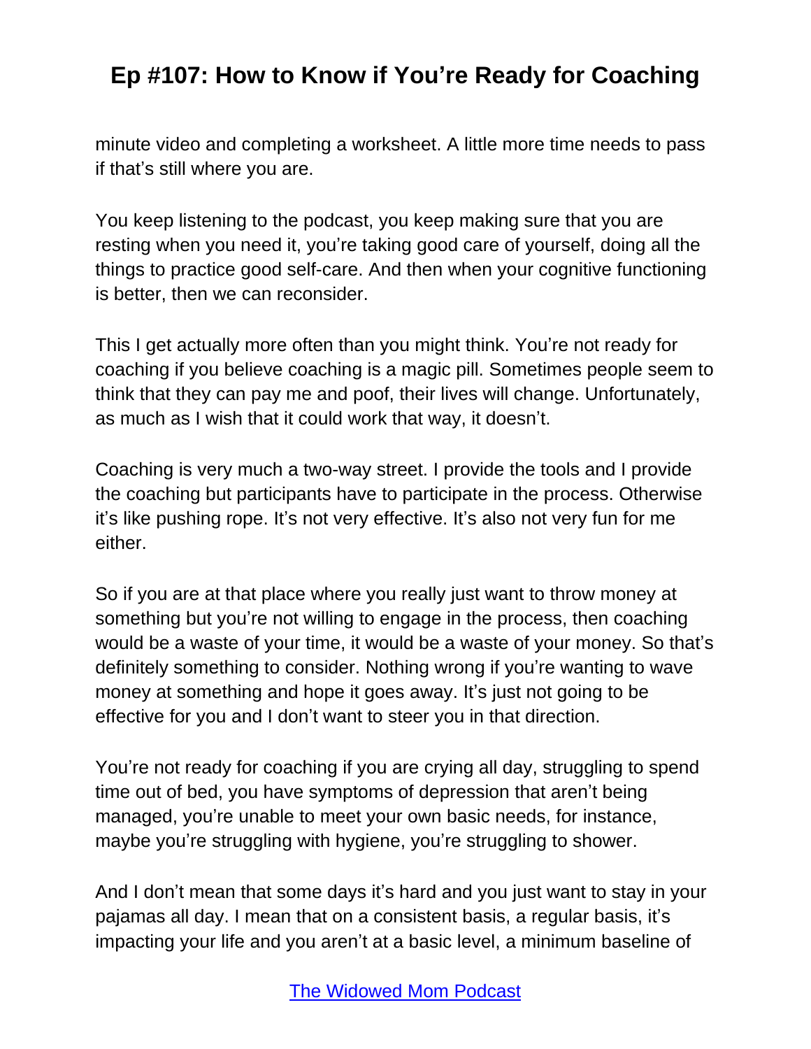minute video and completing a worksheet. A little more time needs to pass if that's still where you are.

You keep listening to the podcast, you keep making sure that you are resting when you need it, you're taking good care of yourself, doing all the things to practice good self-care. And then when your cognitive functioning is better, then we can reconsider.

This I get actually more often than you might think. You're not ready for coaching if you believe coaching is a magic pill. Sometimes people seem to think that they can pay me and poof, their lives will change. Unfortunately, as much as I wish that it could work that way, it doesn't.

Coaching is very much a two-way street. I provide the tools and I provide the coaching but participants have to participate in the process. Otherwise it's like pushing rope. It's not very effective. It's also not very fun for me either.

So if you are at that place where you really just want to throw money at something but you're not willing to engage in the process, then coaching would be a waste of your time, it would be a waste of your money. So that's definitely something to consider. Nothing wrong if you're wanting to wave money at something and hope it goes away. It's just not going to be effective for you and I don't want to steer you in that direction.

You're not ready for coaching if you are crying all day, struggling to spend time out of bed, you have symptoms of depression that aren't being managed, you're unable to meet your own basic needs, for instance, maybe you're struggling with hygiene, you're struggling to shower.

And I don't mean that some days it's hard and you just want to stay in your pajamas all day. I mean that on a consistent basis, a regular basis, it's impacting your life and you aren't at a basic level, a minimum baseline of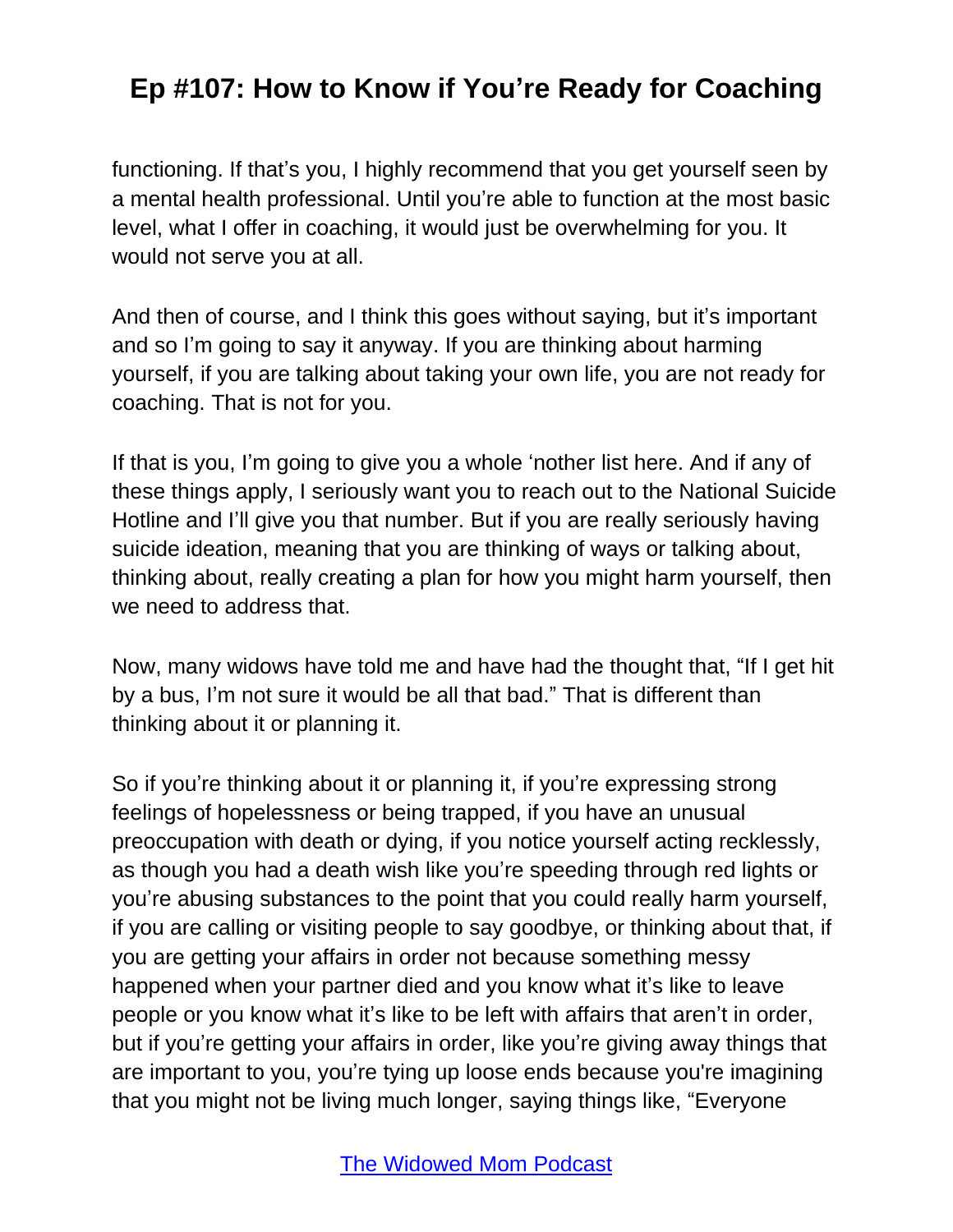functioning. If that's you, I highly recommend that you get yourself seen by a mental health professional. Until you're able to function at the most basic level, what I offer in coaching, it would just be overwhelming for you. It would not serve you at all.

And then of course, and I think this goes without saying, but it's important and so I'm going to say it anyway. If you are thinking about harming yourself, if you are talking about taking your own life, you are not ready for coaching. That is not for you.

If that is you, I'm going to give you a whole 'nother list here. And if any of these things apply, I seriously want you to reach out to the National Suicide Hotline and I'll give you that number. But if you are really seriously having suicide ideation, meaning that you are thinking of ways or talking about, thinking about, really creating a plan for how you might harm yourself, then we need to address that.

Now, many widows have told me and have had the thought that, "If I get hit by a bus, I'm not sure it would be all that bad." That is different than thinking about it or planning it.

So if you're thinking about it or planning it, if you're expressing strong feelings of hopelessness or being trapped, if you have an unusual preoccupation with death or dying, if you notice yourself acting recklessly, as though you had a death wish like you're speeding through red lights or you're abusing substances to the point that you could really harm yourself, if you are calling or visiting people to say goodbye, or thinking about that, if you are getting your affairs in order not because something messy happened when your partner died and you know what it's like to leave people or you know what it's like to be left with affairs that aren't in order, but if you're getting your affairs in order, like you're giving away things that are important to you, you're tying up loose ends because you're imagining that you might not be living much longer, saying things like, "Everyone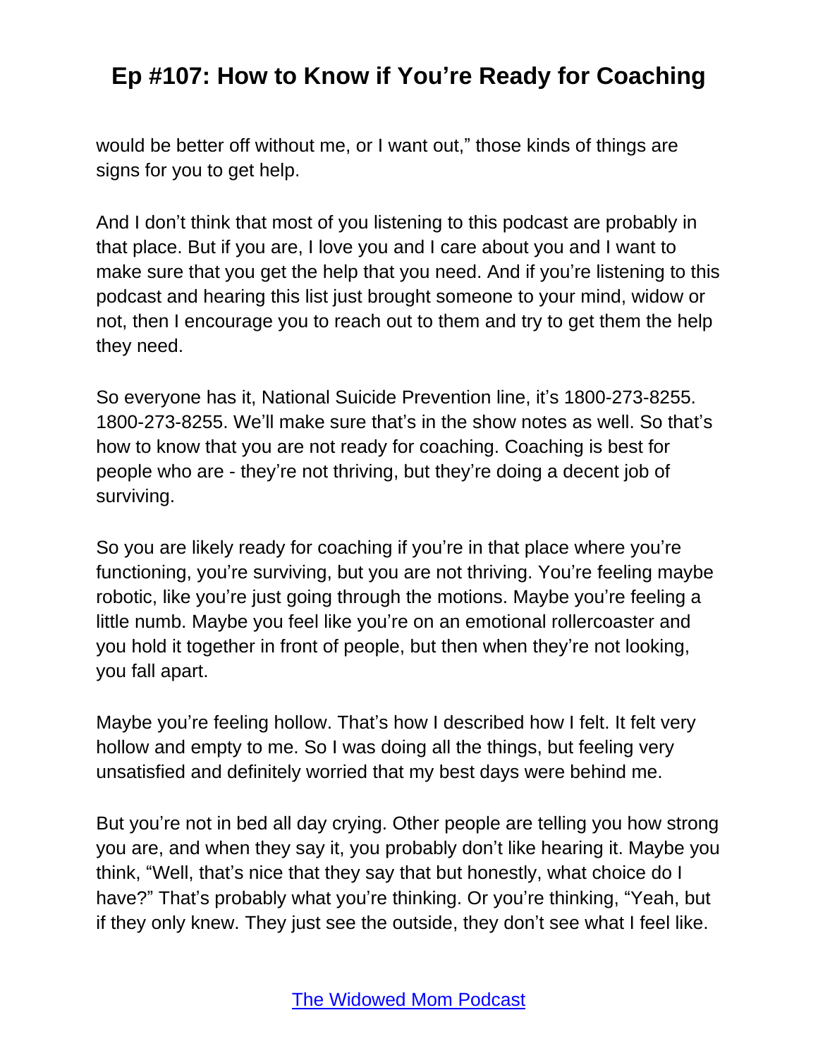would be better off without me, or I want out," those kinds of things are signs for you to get help.

And I don't think that most of you listening to this podcast are probably in that place. But if you are, I love you and I care about you and I want to make sure that you get the help that you need. And if you're listening to this podcast and hearing this list just brought someone to your mind, widow or not, then I encourage you to reach out to them and try to get them the help they need.

So everyone has it, National Suicide Prevention line, it's 1800-273-8255. 1800-273-8255. We'll make sure that's in the show notes as well. So that's how to know that you are not ready for coaching. Coaching is best for people who are - they're not thriving, but they're doing a decent job of surviving.

So you are likely ready for coaching if you're in that place where you're functioning, you're surviving, but you are not thriving. You're feeling maybe robotic, like you're just going through the motions. Maybe you're feeling a little numb. Maybe you feel like you're on an emotional rollercoaster and you hold it together in front of people, but then when they're not looking, you fall apart.

Maybe you're feeling hollow. That's how I described how I felt. It felt very hollow and empty to me. So I was doing all the things, but feeling very unsatisfied and definitely worried that my best days were behind me.

But you're not in bed all day crying. Other people are telling you how strong you are, and when they say it, you probably don't like hearing it. Maybe you think, "Well, that's nice that they say that but honestly, what choice do I have?" That's probably what you're thinking. Or you're thinking, "Yeah, but if they only knew. They just see the outside, they don't see what I feel like.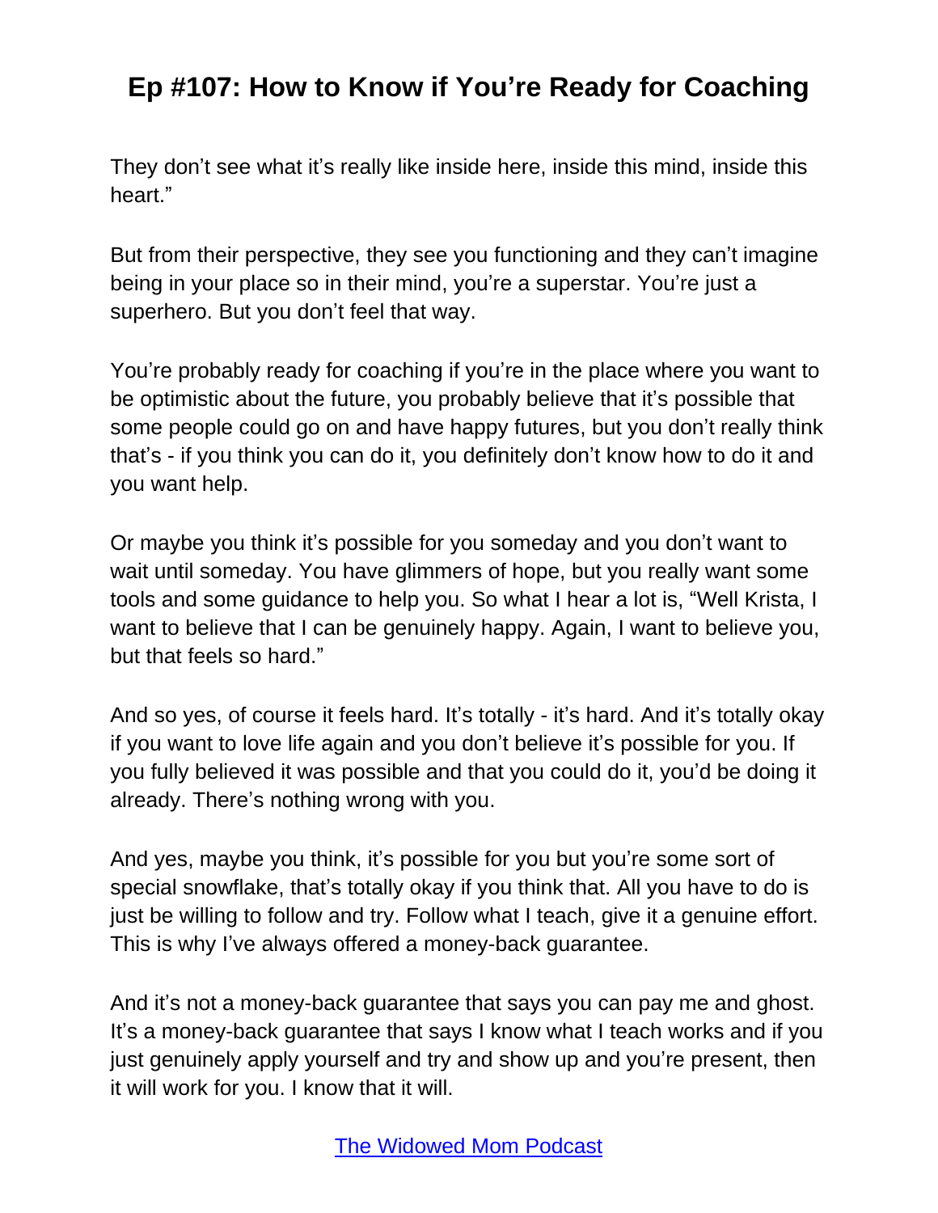They don't see what it's really like inside here, inside this mind, inside this heart."

But from their perspective, they see you functioning and they can't imagine being in your place so in their mind, you're a superstar. You're just a superhero. But you don't feel that way.

You're probably ready for coaching if you're in the place where you want to be optimistic about the future, you probably believe that it's possible that some people could go on and have happy futures, but you don't really think that's - if you think you can do it, you definitely don't know how to do it and you want help.

Or maybe you think it's possible for you someday and you don't want to wait until someday. You have glimmers of hope, but you really want some tools and some guidance to help you. So what I hear a lot is, "Well Krista, I want to believe that I can be genuinely happy. Again, I want to believe you, but that feels so hard."

And so yes, of course it feels hard. It's totally - it's hard. And it's totally okay if you want to love life again and you don't believe it's possible for you. If you fully believed it was possible and that you could do it, you'd be doing it already. There's nothing wrong with you.

And yes, maybe you think, it's possible for you but you're some sort of special snowflake, that's totally okay if you think that. All you have to do is just be willing to follow and try. Follow what I teach, give it a genuine effort. This is why I've always offered a money-back guarantee.

And it's not a money-back guarantee that says you can pay me and ghost. It's a money-back guarantee that says I know what I teach works and if you just genuinely apply yourself and try and show up and you're present, then it will work for you. I know that it will.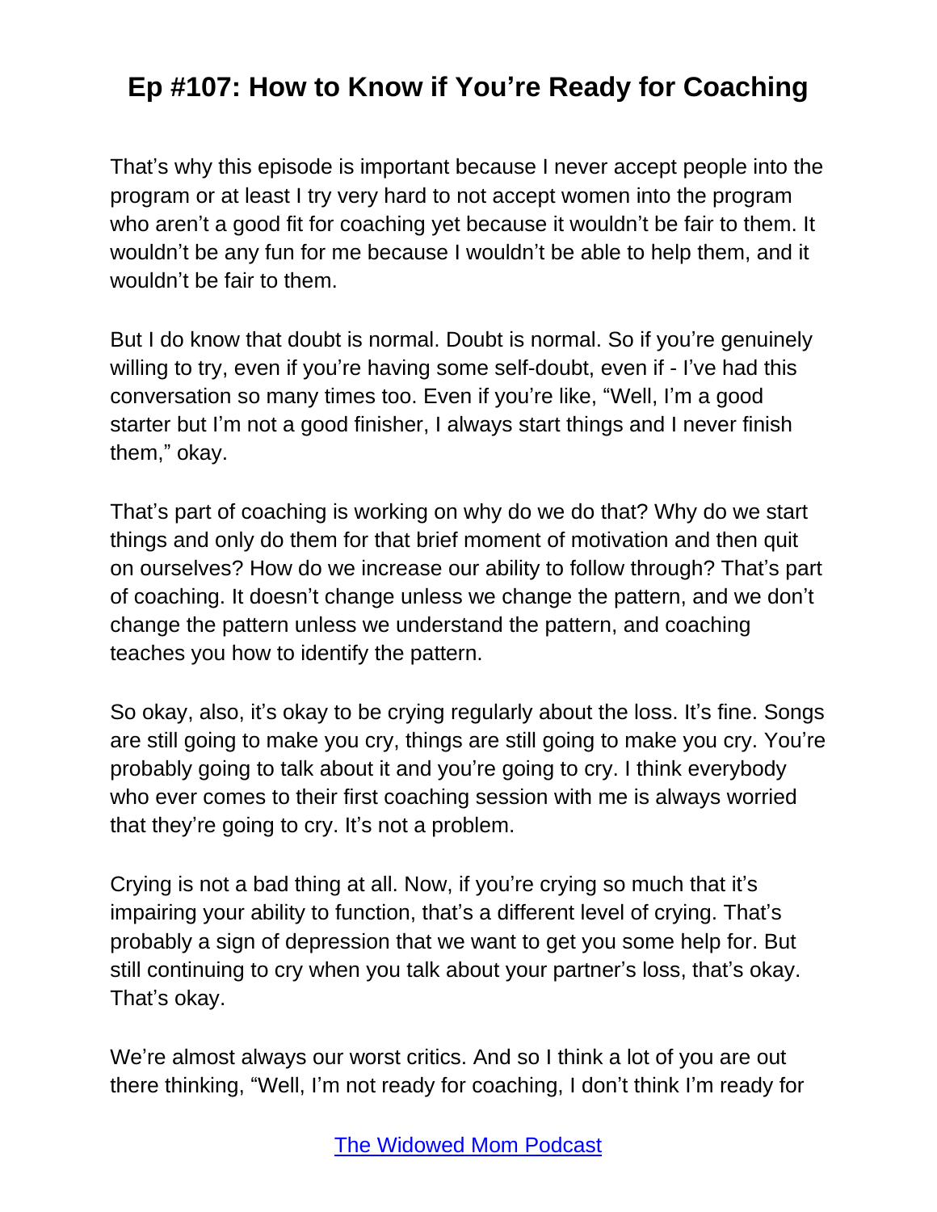That's why this episode is important because I never accept people into the program or at least I try very hard to not accept women into the program who aren't a good fit for coaching yet because it wouldn't be fair to them. It wouldn't be any fun for me because I wouldn't be able to help them, and it wouldn't be fair to them.

But I do know that doubt is normal. Doubt is normal. So if you're genuinely willing to try, even if you're having some self-doubt, even if - I've had this conversation so many times too. Even if you're like, "Well, I'm a good starter but I'm not a good finisher, I always start things and I never finish them," okay.

That's part of coaching is working on why do we do that? Why do we start things and only do them for that brief moment of motivation and then quit on ourselves? How do we increase our ability to follow through? That's part of coaching. It doesn't change unless we change the pattern, and we don't change the pattern unless we understand the pattern, and coaching teaches you how to identify the pattern.

So okay, also, it's okay to be crying regularly about the loss. It's fine. Songs are still going to make you cry, things are still going to make you cry. You're probably going to talk about it and you're going to cry. I think everybody who ever comes to their first coaching session with me is always worried that they're going to cry. It's not a problem.

Crying is not a bad thing at all. Now, if you're crying so much that it's impairing your ability to function, that's a different level of crying. That's probably a sign of depression that we want to get you some help for. But still continuing to cry when you talk about your partner's loss, that's okay. That's okay.

We're almost always our worst critics. And so I think a lot of you are out there thinking, "Well, I'm not ready for coaching, I don't think I'm ready for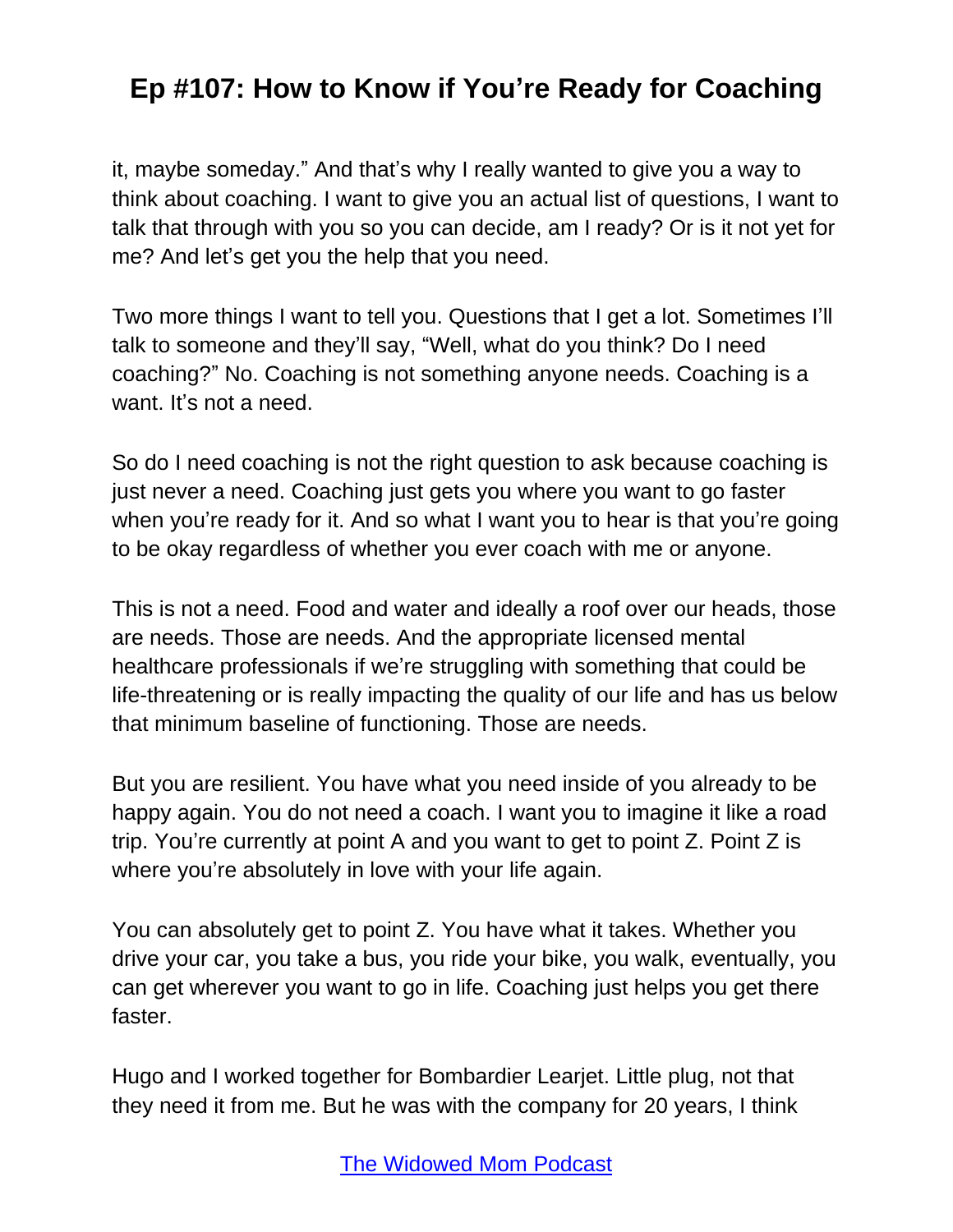it, maybe someday." And that's why I really wanted to give you a way to think about coaching. I want to give you an actual list of questions, I want to talk that through with you so you can decide, am I ready? Or is it not yet for me? And let's get you the help that you need.

Two more things I want to tell you. Questions that I get a lot. Sometimes I'll talk to someone and they'll say, "Well, what do you think? Do I need coaching?" No. Coaching is not something anyone needs. Coaching is a want. It's not a need.

So do I need coaching is not the right question to ask because coaching is just never a need. Coaching just gets you where you want to go faster when you're ready for it. And so what I want you to hear is that you're going to be okay regardless of whether you ever coach with me or anyone.

This is not a need. Food and water and ideally a roof over our heads, those are needs. Those are needs. And the appropriate licensed mental healthcare professionals if we're struggling with something that could be life-threatening or is really impacting the quality of our life and has us below that minimum baseline of functioning. Those are needs.

But you are resilient. You have what you need inside of you already to be happy again. You do not need a coach. I want you to imagine it like a road trip. You're currently at point A and you want to get to point Z. Point Z is where you're absolutely in love with your life again.

You can absolutely get to point Z. You have what it takes. Whether you drive your car, you take a bus, you ride your bike, you walk, eventually, you can get wherever you want to go in life. Coaching just helps you get there faster.

Hugo and I worked together for Bombardier Learjet. Little plug, not that they need it from me. But he was with the company for 20 years, I think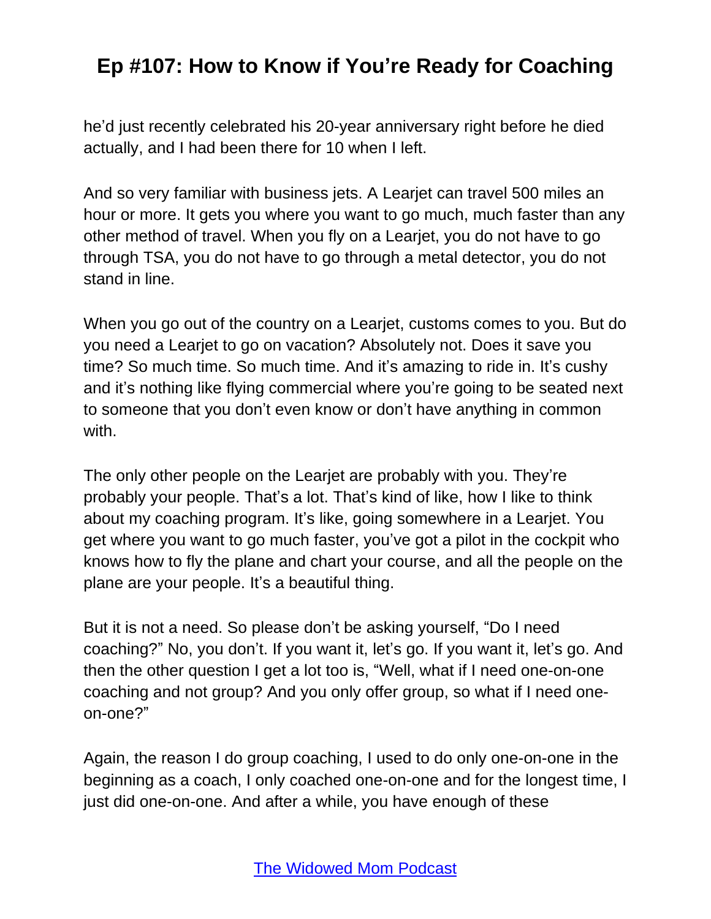he'd just recently celebrated his 20-year anniversary right before he died actually, and I had been there for 10 when I left.

And so very familiar with business jets. A Learjet can travel 500 miles an hour or more. It gets you where you want to go much, much faster than any other method of travel. When you fly on a Learjet, you do not have to go through TSA, you do not have to go through a metal detector, you do not stand in line.

When you go out of the country on a Learjet, customs comes to you. But do you need a Learjet to go on vacation? Absolutely not. Does it save you time? So much time. So much time. And it's amazing to ride in. It's cushy and it's nothing like flying commercial where you're going to be seated next to someone that you don't even know or don't have anything in common with.

The only other people on the Learjet are probably with you. They're probably your people. That's a lot. That's kind of like, how I like to think about my coaching program. It's like, going somewhere in a Learjet. You get where you want to go much faster, you've got a pilot in the cockpit who knows how to fly the plane and chart your course, and all the people on the plane are your people. It's a beautiful thing.

But it is not a need. So please don't be asking yourself, "Do I need coaching?" No, you don't. If you want it, let's go. If you want it, let's go. And then the other question I get a lot too is, "Well, what if I need one-on-one coaching and not group? And you only offer group, so what if I need one-on-one?"

Again, the reason I do group coaching, I used to do only one-on-one in the beginning as a coach, I only coached one-on-one and for the longest time, I just did one-on-one. And after a while, you have enough of these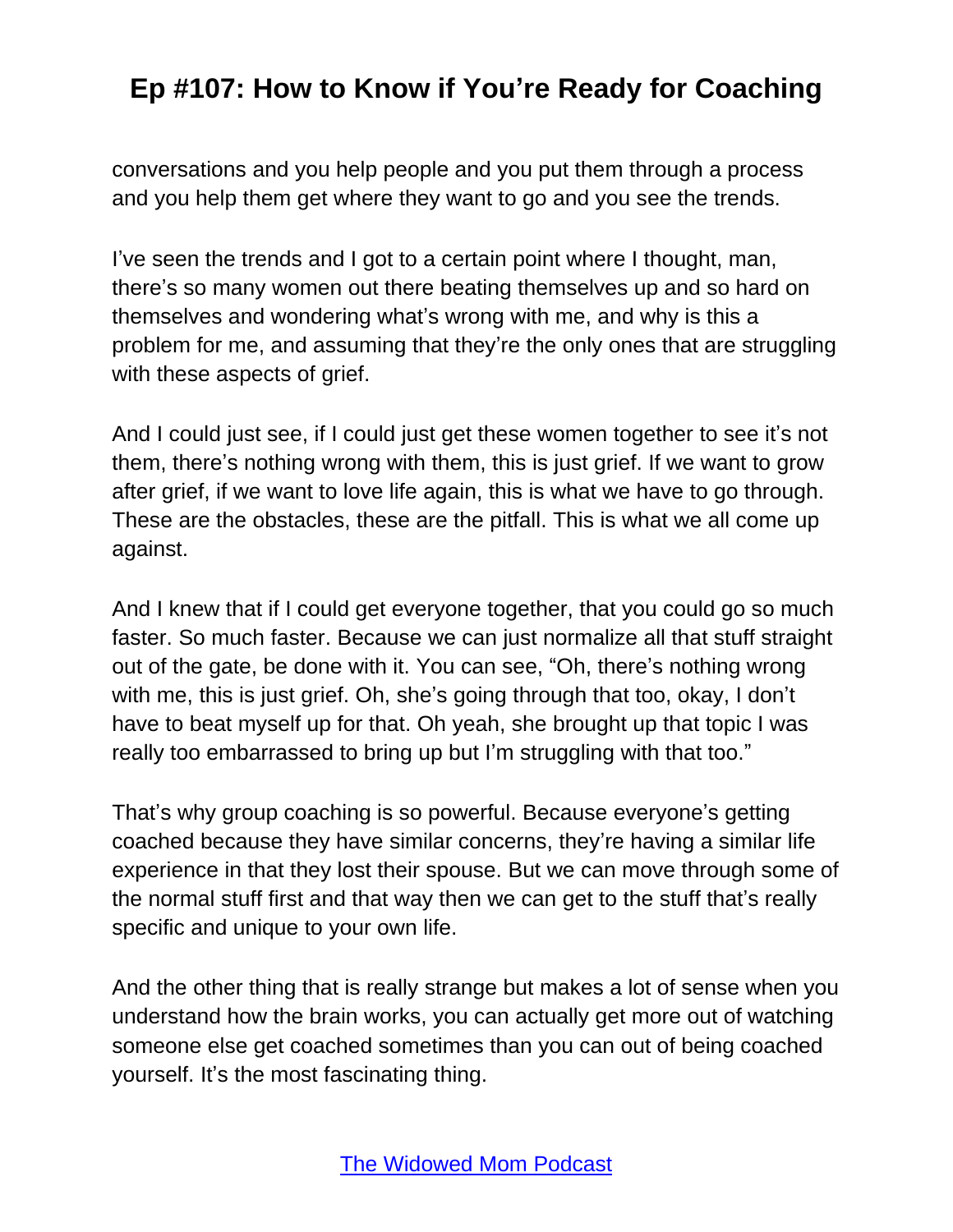conversations and you help people and you put them through a process and you help them get where they want to go and you see the trends.

I've seen the trends and I got to a certain point where I thought, man, there's so many women out there beating themselves up and so hard on themselves and wondering what's wrong with me, and why is this a problem for me, and assuming that they're the only ones that are struggling with these aspects of grief.

And I could just see, if I could just get these women together to see it's not them, there's nothing wrong with them, this is just grief. If we want to grow after grief, if we want to love life again, this is what we have to go through. These are the obstacles, these are the pitfall. This is what we all come up against.

And I knew that if I could get everyone together, that you could go so much faster. So much faster. Because we can just normalize all that stuff straight out of the gate, be done with it. You can see, "Oh, there's nothing wrong with me, this is just grief. Oh, she's going through that too, okay, I don't have to beat myself up for that. Oh yeah, she brought up that topic I was really too embarrassed to bring up but I'm struggling with that too."

That's why group coaching is so powerful. Because everyone's getting coached because they have similar concerns, they're having a similar life experience in that they lost their spouse. But we can move through some of the normal stuff first and that way then we can get to the stuff that's really specific and unique to your own life.

And the other thing that is really strange but makes a lot of sense when you understand how the brain works, you can actually get more out of watching someone else get coached sometimes than you can out of being coached yourself. It's the most fascinating thing.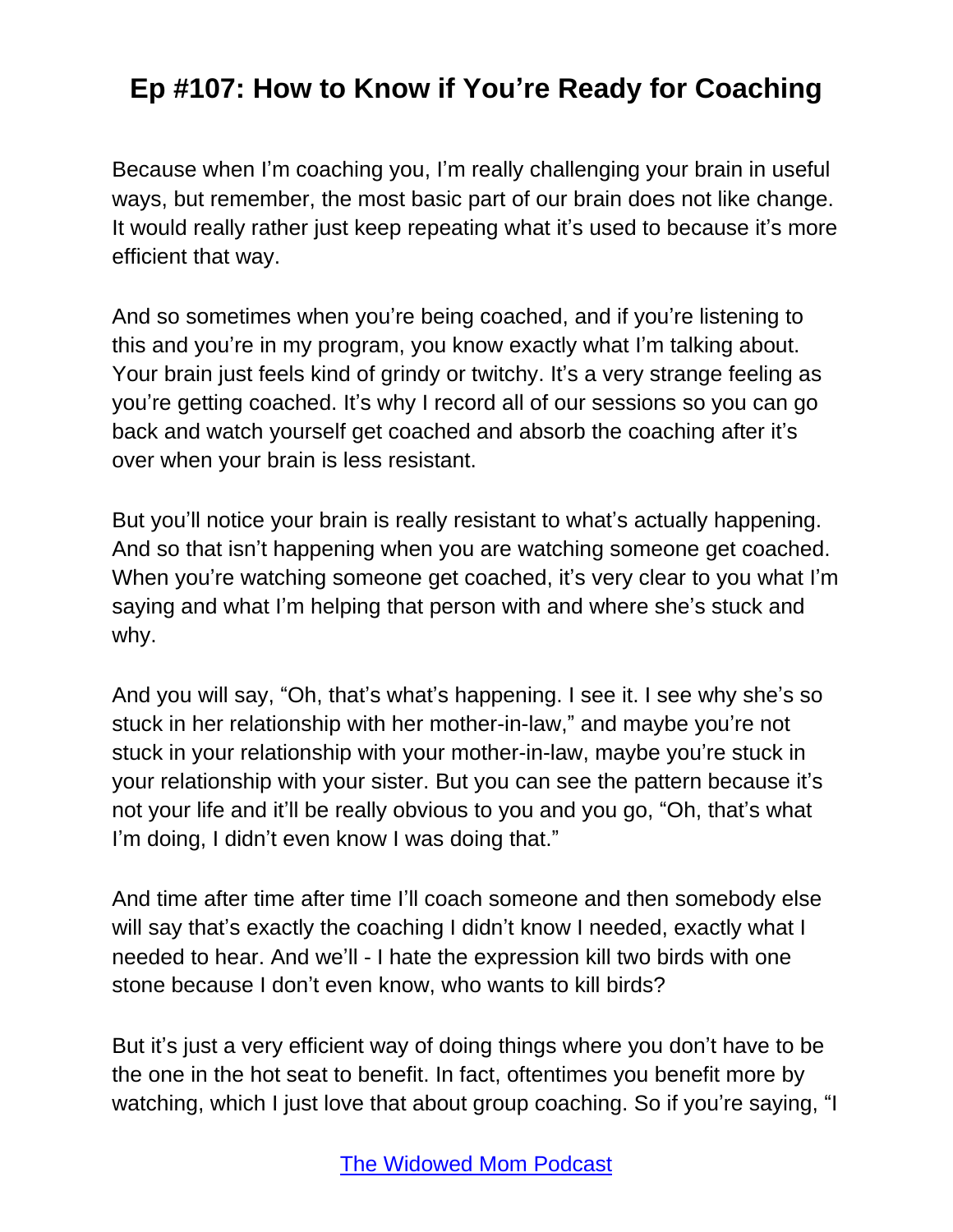Because when I'm coaching you, I'm really challenging your brain in useful ways, but remember, the most basic part of our brain does not like change. It would really rather just keep repeating what it's used to because it's more efficient that way.

And so sometimes when you're being coached, and if you're listening to this and you're in my program, you know exactly what I'm talking about. Your brain just feels kind of grindy or twitchy. It's a very strange feeling as you're getting coached. It's why I record all of our sessions so you can go back and watch yourself get coached and absorb the coaching after it's over when your brain is less resistant.

But you'll notice your brain is really resistant to what's actually happening. And so that isn't happening when you are watching someone get coached. When you're watching someone get coached, it's very clear to you what I'm saying and what I'm helping that person with and where she's stuck and why.

And you will say, "Oh, that's what's happening. I see it. I see why she's so stuck in her relationship with her mother-in-law," and maybe you're not stuck in your relationship with your mother-in-law, maybe you're stuck in your relationship with your sister. But you can see the pattern because it's not your life and it'll be really obvious to you and you go, "Oh, that's what I'm doing, I didn't even know I was doing that."

And time after time after time I'll coach someone and then somebody else will say that's exactly the coaching I didn't know I needed, exactly what I needed to hear. And we'll - I hate the expression kill two birds with one stone because I don't even know, who wants to kill birds?

But it's just a very efficient way of doing things where you don't have to be the one in the hot seat to benefit. In fact, oftentimes you benefit more by watching, which I just love that about group coaching. So if you're saying, "I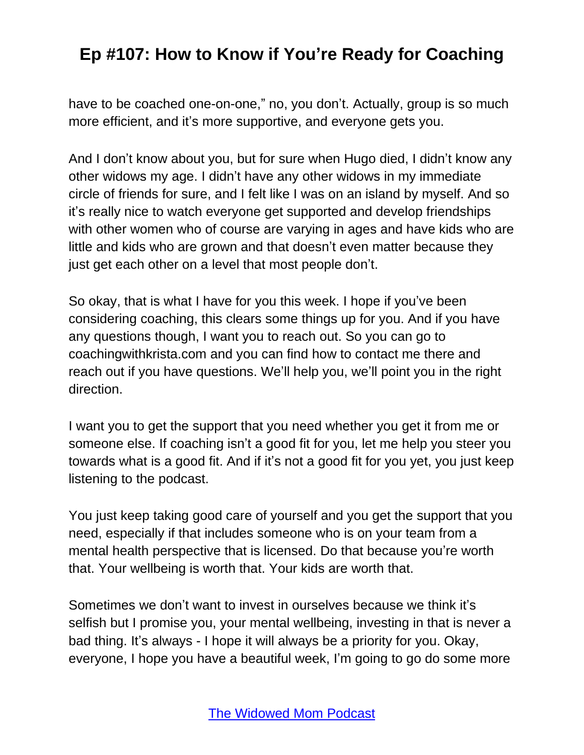have to be coached one-on-one," no, you don't. Actually, group is so much more efficient, and it's more supportive, and everyone gets you.

And I don't know about you, but for sure when Hugo died, I didn't know any other widows my age. I didn't have any other widows in my immediate circle of friends for sure, and I felt like I was on an island by myself. And so it's really nice to watch everyone get supported and develop friendships with other women who of course are varying in ages and have kids who are little and kids who are grown and that doesn't even matter because they just get each other on a level that most people don't.

So okay, that is what I have for you this week. I hope if you've been considering coaching, this clears some things up for you. And if you have any questions though, I want you to reach out. So you can go to coachingwithkrista.com and you can find how to contact me there and reach out if you have questions. We'll help you, we'll point you in the right direction.

I want you to get the support that you need whether you get it from me or someone else. If coaching isn't a good fit for you, let me help you steer you towards what is a good fit. And if it's not a good fit for you yet, you just keep listening to the podcast.

You just keep taking good care of yourself and you get the support that you need, especially if that includes someone who is on your team from a mental health perspective that is licensed. Do that because you're worth that. Your wellbeing is worth that. Your kids are worth that.

Sometimes we don't want to invest in ourselves because we think it's selfish but I promise you, your mental wellbeing, investing in that is never a bad thing. It's always - I hope it will always be a priority for you. Okay, everyone, I hope you have a beautiful week, I'm going to go do some more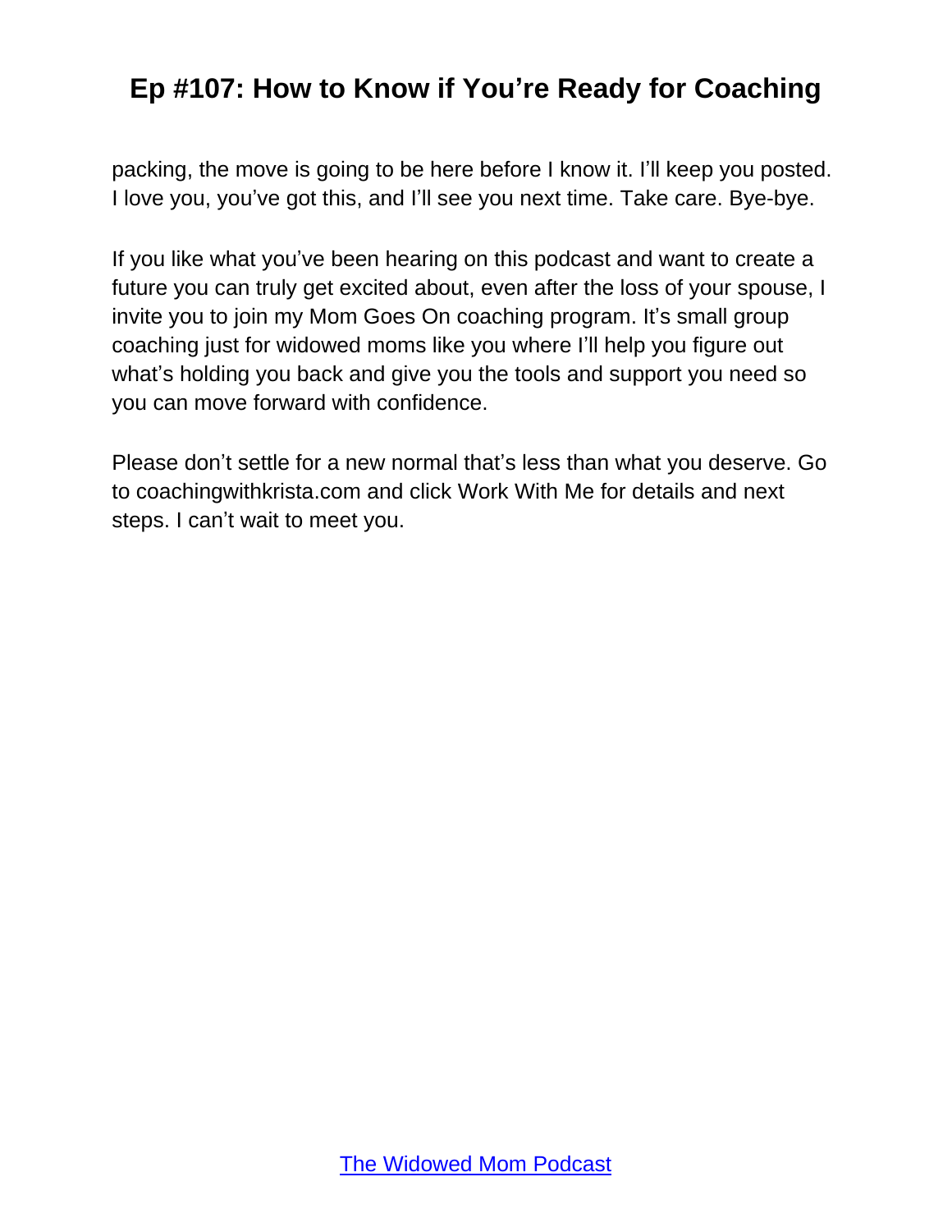packing, the move is going to be here before I know it. I'll keep you posted. I love you, you've got this, and I'll see you next time. Take care. Bye-bye.

If you like what you've been hearing on this podcast and want to create a future you can truly get excited about, even after the loss of your spouse, I invite you to join my Mom Goes On coaching program. It's small group coaching just for widowed moms like you where I'll help you figure out what's holding you back and give you the tools and support you need so you can move forward with confidence.

Please don't settle for a new normal that's less than what you deserve. Go to coachingwithkrista.com and click Work With Me for details and next steps. I can't wait to meet you.